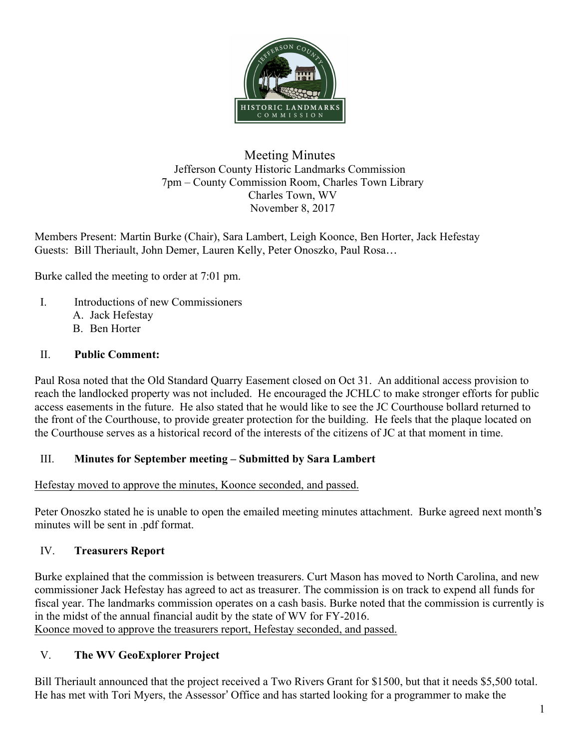# Meeting Minutes

Jefferson County Historic Landmarks Commission
7pm – County Commission Room, Charles Town Library
Charles Town, WV
November 8, 2017

Members Present: Martin Burke (Chair), Sara Lambert, Leigh Koonce, Ben Horter, Jack Hefestay
Guests: Bill Theriault, John Demer, Lauren Kelly, Peter Onoszko, Paul Rosa…

Burke called the meeting to order at 7:01 pm.

I. Introductions of new Commissioners
   A. Jack Hefestay
   B. Ben Horter

## II. Public Comment:

Paul Rosa noted that the Old Standard Quarry Easement closed on Oct 31. An additional access provision to reach the landlocked property was not included. He encouraged the JCHLC to make stronger efforts for public access easements in the future. He also stated that he would like to see the JC Courthouse bollard returned to the front of the Courthouse, to provide greater protection for the building. He feels that the plaque located on the Courthouse serves as a historical record of the interests of the citizens of JC at that moment in time.

## III. Minutes for September meeting – Submitted by Sara Lambert

<u>Hefestay moved to approve the minutes, Koonce seconded, and passed.</u>

Peter Onoszko stated he is unable to open the emailed meeting minutes attachment. Burke agreed next month's minutes will be sent in .pdf format.

## IV. Treasurers Report

Burke explained that the commission is between treasurers. Curt Mason has moved to North Carolina, and new commissioner Jack Hefestay has agreed to act as treasurer. The commission is on track to expend all funds for fiscal year. The landmarks commission operates on a cash basis. Burke noted that the commission is currently is in the midst of the annual financial audit by the state of WV for FY-2016.
<u>Koonce moved to approve the treasurers report, Hefestay seconded, and passed.</u>

## V. The WV GeoExplorer Project

Bill Theriault announced that the project received a Two Rivers Grant for $1500, but that it needs $5,500 total. He has met with Tori Myers, the Assessor' Office and has started looking for a programmer to make the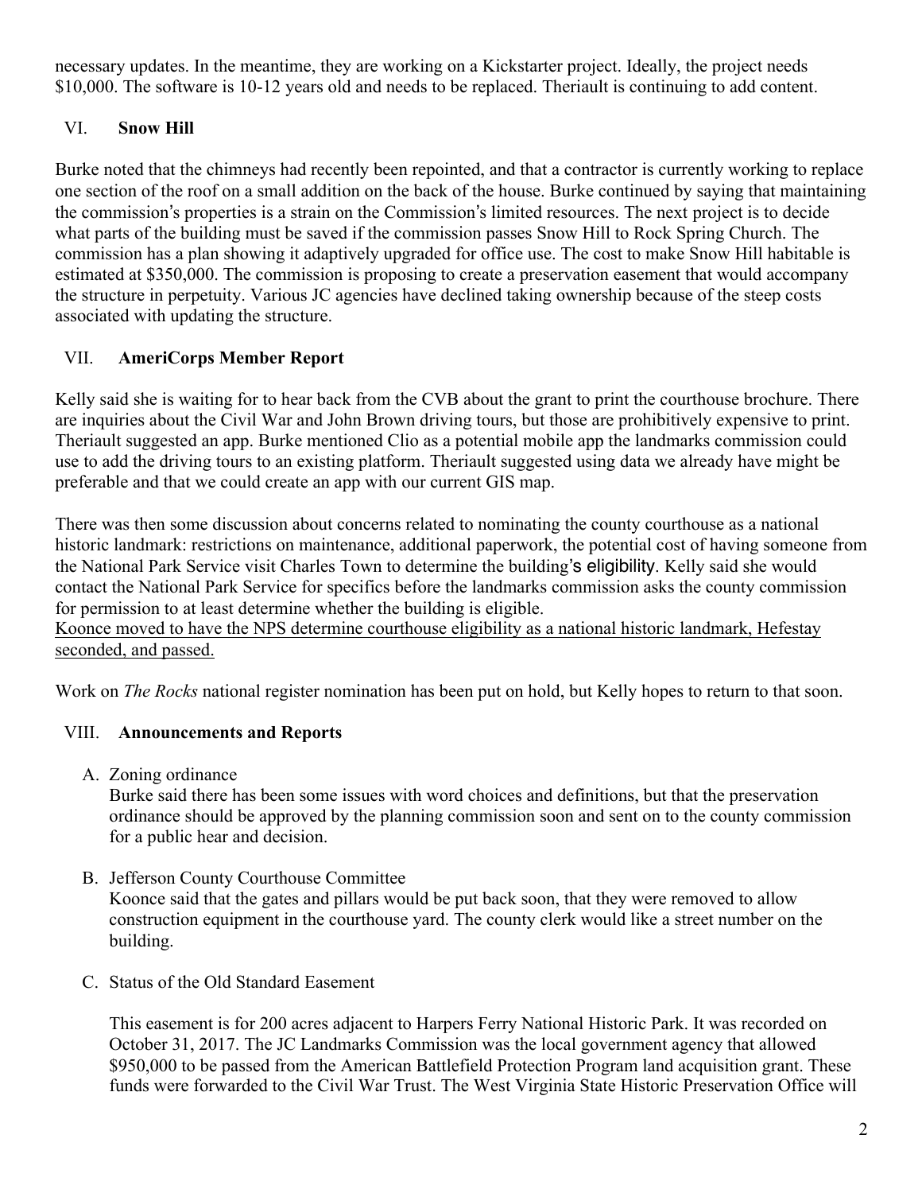necessary updates. In the meantime, they are working on a Kickstarter project. Ideally, the project needs $10,000. The software is 10-12 years old and needs to be replaced. Theriault is continuing to add content.

## VI. Snow Hill

Burke noted that the chimneys had recently been repointed, and that a contractor is currently working to replace one section of the roof on a small addition on the back of the house. Burke continued by saying that maintaining the commission's properties is a strain on the Commission's limited resources. The next project is to decide what parts of the building must be saved if the commission passes Snow Hill to Rock Spring Church. The commission has a plan showing it adaptively upgraded for office use. The cost to make Snow Hill habitable is estimated at $350,000. The commission is proposing to create a preservation easement that would accompany the structure in perpetuity. Various JC agencies have declined taking ownership because of the steep costs associated with updating the structure.

## VII. AmeriCorps Member Report

Kelly said she is waiting for to hear back from the CVB about the grant to print the courthouse brochure. There are inquiries about the Civil War and John Brown driving tours, but those are prohibitively expensive to print. Theriault suggested an app. Burke mentioned Clio as a potential mobile app the landmarks commission could use to add the driving tours to an existing platform. Theriault suggested using data we already have might be preferable and that we could create an app with our current GIS map.

There was then some discussion about concerns related to nominating the county courthouse as a national historic landmark: restrictions on maintenance, additional paperwork, the potential cost of having someone from the National Park Service visit Charles Town to determine the building's eligibility. Kelly said she would contact the National Park Service for specifics before the landmarks commission asks the county commission for permission to at least determine whether the building is eligible.
<u>Koonce moved to have the NPS determine courthouse eligibility as a national historic landmark, Hefestay seconded, and passed.</u>

Work on *The Rocks* national register nomination has been put on hold, but Kelly hopes to return to that soon.

## VIII. Announcements and Reports

A. Zoning ordinance
Burke said there has been some issues with word choices and definitions, but that the preservation ordinance should be approved by the planning commission soon and sent on to the county commission for a public hear and decision.

B. Jefferson County Courthouse Committee
Koonce said that the gates and pillars would be put back soon, that they were removed to allow construction equipment in the courthouse yard. The county clerk would like a street number on the building.

C. Status of the Old Standard Easement

This easement is for 200 acres adjacent to Harpers Ferry National Historic Park. It was recorded on October 31, 2017. The JC Landmarks Commission was the local government agency that allowed $950,000 to be passed from the American Battlefield Protection Program land acquisition grant. These funds were forwarded to the Civil War Trust. The West Virginia State Historic Preservation Office will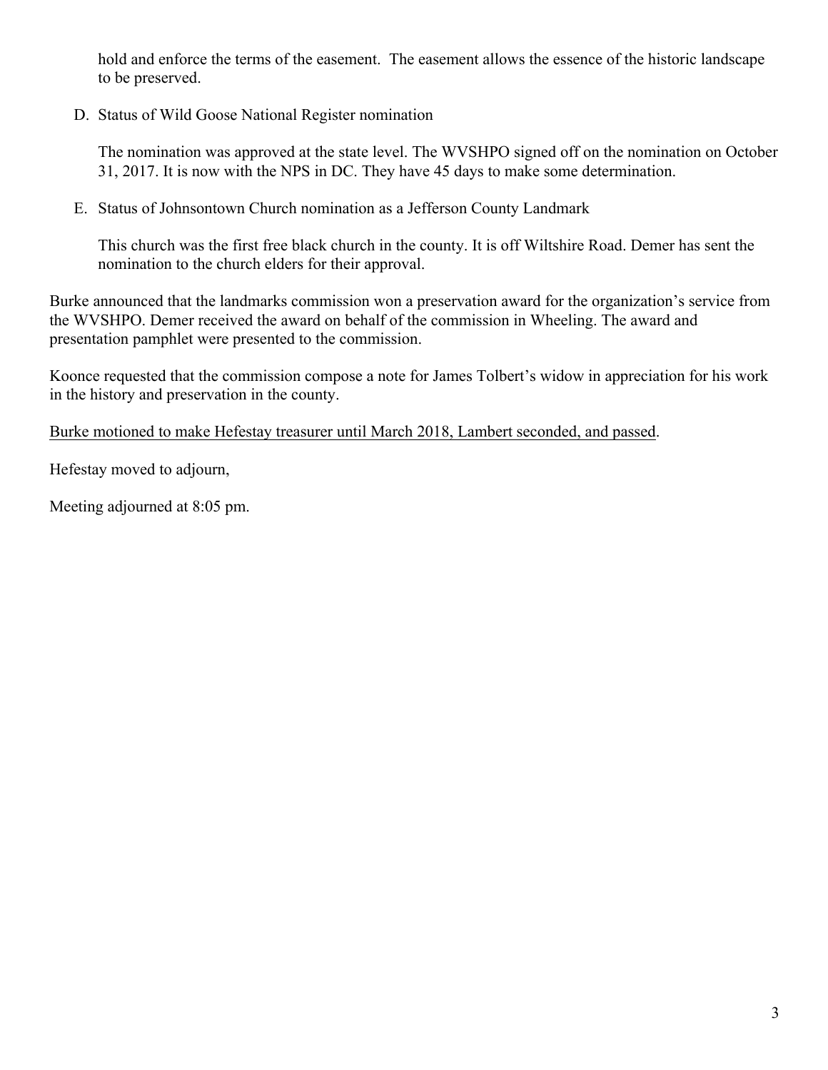hold and enforce the terms of the easement. The easement allows the essence of the historic landscape to be preserved.

D. Status of Wild Goose National Register nomination

   The nomination was approved at the state level. The WVSHPO signed off on the nomination on October 31, 2017. It is now with the NPS in DC. They have 45 days to make some determination.

E. Status of Johnsontown Church nomination as a Jefferson County Landmark

   This church was the first free black church in the county. It is off Wiltshire Road. Demer has sent the nomination to the church elders for their approval.

Burke announced that the landmarks commission won a preservation award for the organization's service from the WVSHPO. Demer received the award on behalf of the commission in Wheeling. The award and presentation pamphlet were presented to the commission.

Koonce requested that the commission compose a note for James Tolbert's widow in appreciation for his work in the history and preservation in the county.

<u>Burke motioned to make Hefestay treasurer until March 2018, Lambert seconded, and passed</u>.

Hefestay moved to adjourn,

Meeting adjourned at 8:05 pm.